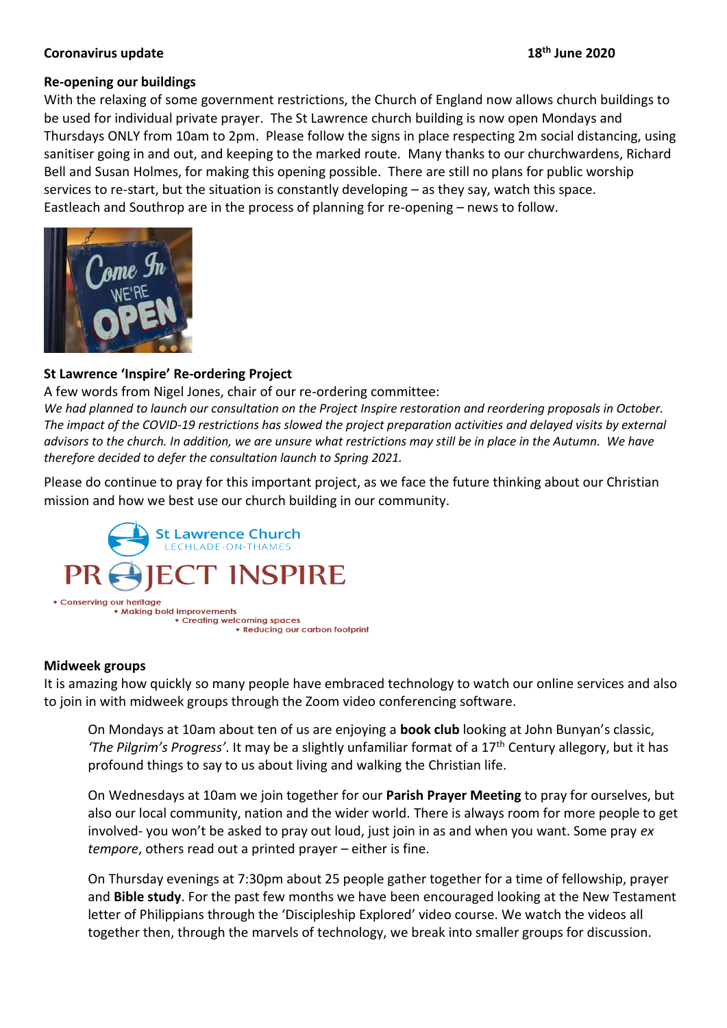**Coronavirus update** **18th June 2020**

## Re-opening our buildings

With the relaxing of some government restrictions, the Church of England now allows church buildings to be used for individual private prayer. The St Lawrence church building is now open Mondays and Thursdays ONLY from 10am to 2pm. Please follow the signs in place respecting 2m social distancing, using sanitiser going in and out, and keeping to the marked route. Many thanks to our churchwardens, Richard Bell and Susan Holmes, for making this opening possible. There are still no plans for public worship services to re-start, but the situation is constantly developing – as they say, watch this space. Eastleach and Southrop are in the process of planning for re-opening – news to follow.

## St Lawrence 'Inspire' Re-ordering Project

A few words from Nigel Jones, chair of our re-ordering committee:

*We had planned to launch our consultation on the Project Inspire restoration and reordering proposals in October. The impact of the COVID-19 restrictions has slowed the project preparation activities and delayed visits by external advisors to the church. In addition, we are unsure what restrictions may still be in place in the Autumn. We have therefore decided to defer the consultation launch to Spring 2021.*

Please do continue to pray for this important project, as we face the future thinking about our Christian mission and how we best use our church building in our community.

St Lawrence Church
LECHLADE-ON-THAMES

PROJECT INSPIRE

- Conserving our heritage
- Making bold improvements
- Creating welcoming spaces
- Reducing our carbon footprint

## Midweek groups

It is amazing how quickly so many people have embraced technology to watch our online services and also to join in with midweek groups through the Zoom video conferencing software.

On Mondays at 10am about ten of us are enjoying a **book club** looking at John Bunyan's classic, *'The Pilgrim's Progress'*. It may be a slightly unfamiliar format of a 17th Century allegory, but it has profound things to say to us about living and walking the Christian life.

On Wednesdays at 10am we join together for our **Parish Prayer Meeting** to pray for ourselves, but also our local community, nation and the wider world. There is always room for more people to get involved- you won't be asked to pray out loud, just join in as and when you want. Some pray *ex tempore*, others read out a printed prayer – either is fine.

On Thursday evenings at 7:30pm about 25 people gather together for a time of fellowship, prayer and **Bible study**. For the past few months we have been encouraged looking at the New Testament letter of Philippians through the 'Discipleship Explored' video course. We watch the videos all together then, through the marvels of technology, we break into smaller groups for discussion.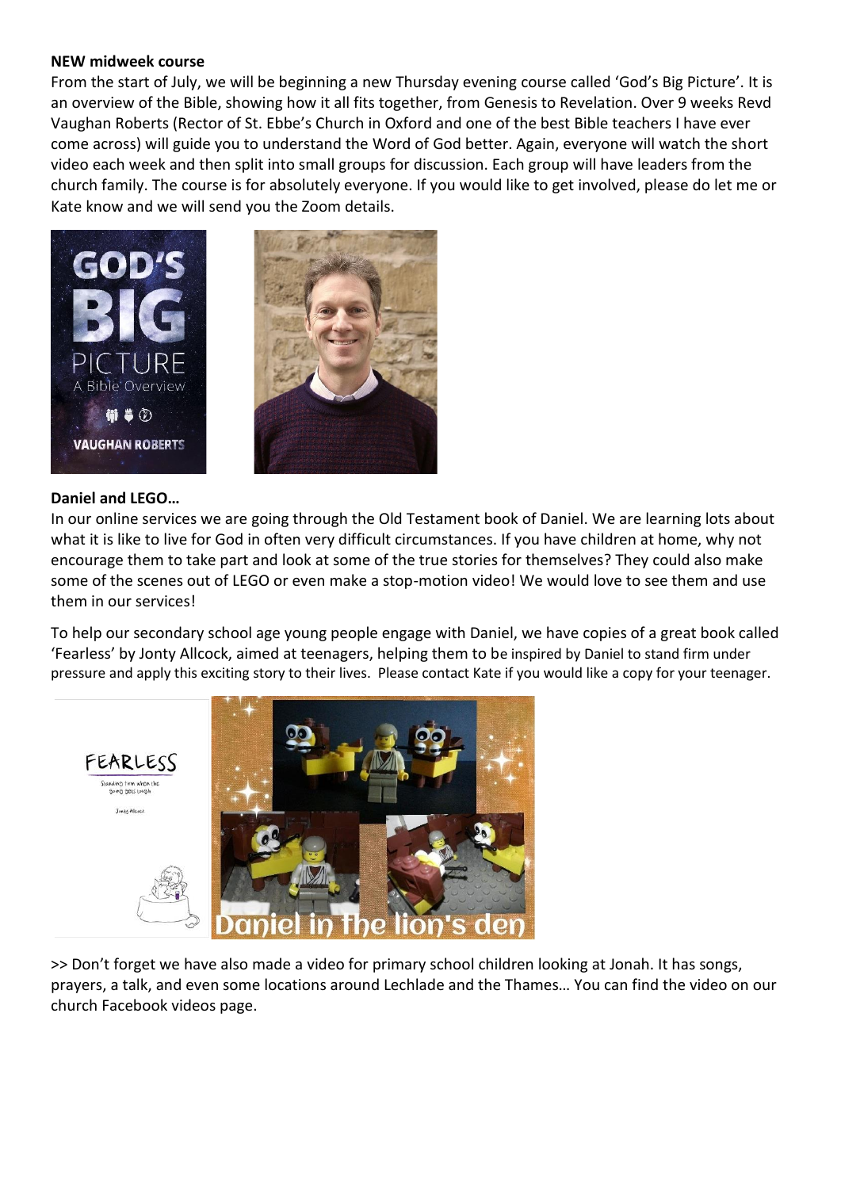**NEW midweek course**

From the start of July, we will be beginning a new Thursday evening course called 'God's Big Picture'. It is an overview of the Bible, showing how it all fits together, from Genesis to Revelation. Over 9 weeks Revd Vaughan Roberts (Rector of St. Ebbe's Church in Oxford and one of the best Bible teachers I have ever come across) will guide you to understand the Word of God better. Again, everyone will watch the short video each week and then split into small groups for discussion. Each group will have leaders from the church family. The course is for absolutely everyone. If you would like to get involved, please do let me or Kate know and we will send you the Zoom details.

**Daniel and LEGO…**

In our online services we are going through the Old Testament book of Daniel. We are learning lots about what it is like to live for God in often very difficult circumstances. If you have children at home, why not encourage them to take part and look at some of the true stories for themselves? They could also make some of the scenes out of LEGO or even make a stop-motion video! We would love to see them and use them in our services!

To help our secondary school age young people engage with Daniel, we have copies of a great book called 'Fearless' by Jonty Allcock, aimed at teenagers, helping them to be inspired by Daniel to stand firm under pressure and apply this exciting story to their lives. Please contact Kate if you would like a copy for your teenager.

>> Don't forget we have also made a video for primary school children looking at Jonah. It has songs, prayers, a talk, and even some locations around Lechlade and the Thames… You can find the video on our church Facebook videos page.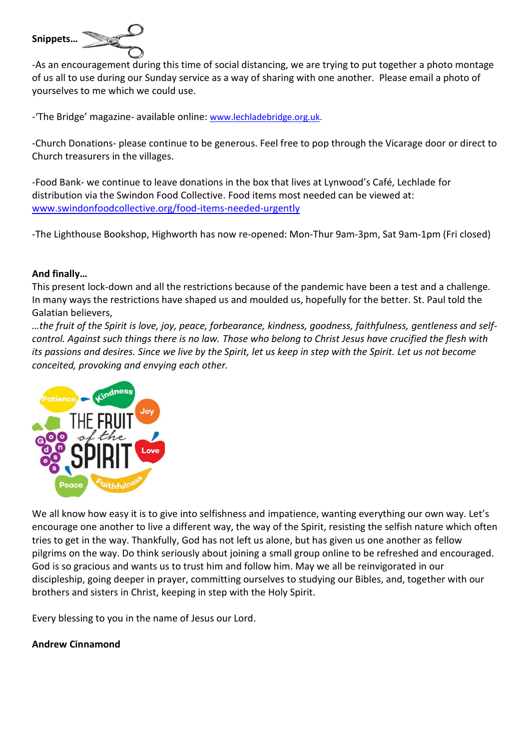**Snippets…**

-As an encouragement during this time of social distancing, we are trying to put together a photo montage of us all to use during our Sunday service as a way of sharing with one another. Please email a photo of yourselves to me which we could use.

-'The Bridge' magazine- available online: www.lechladebridge.org.uk.

-Church Donations- please continue to be generous. Feel free to pop through the Vicarage door or direct to Church treasurers in the villages.

-Food Bank- we continue to leave donations in the box that lives at Lynwood's Café, Lechlade for distribution via the Swindon Food Collective. Food items most needed can be viewed at: www.swindonfoodcollective.org/food-items-needed-urgently

-The Lighthouse Bookshop, Highworth has now re-opened: Mon-Thur 9am-3pm, Sat 9am-1pm (Fri closed)

**And finally…**

This present lock-down and all the restrictions because of the pandemic have been a test and a challenge. In many ways the restrictions have shaped us and moulded us, hopefully for the better. St. Paul told the Galatian believers,

*…the fruit of the Spirit is love, joy, peace, forbearance, kindness, goodness, faithfulness, gentleness and self-control. Against such things there is no law. Those who belong to Christ Jesus have crucified the flesh with its passions and desires. Since we live by the Spirit, let us keep in step with the Spirit. Let us not become conceited, provoking and envying each other.*

Patience
Kindness
Joy
THE FRUIT of the SPIRIT
Goodness
Love
Peace
Faithfulness

We all know how easy it is to give into selfishness and impatience, wanting everything our own way. Let's encourage one another to live a different way, the way of the Spirit, resisting the selfish nature which often tries to get in the way. Thankfully, God has not left us alone, but has given us one another as fellow pilgrims on the way. Do think seriously about joining a small group online to be refreshed and encouraged. God is so gracious and wants us to trust him and follow him. May we all be reinvigorated in our discipleship, going deeper in prayer, committing ourselves to studying our Bibles, and, together with our brothers and sisters in Christ, keeping in step with the Holy Spirit.

Every blessing to you in the name of Jesus our Lord.

**Andrew Cinnamond**